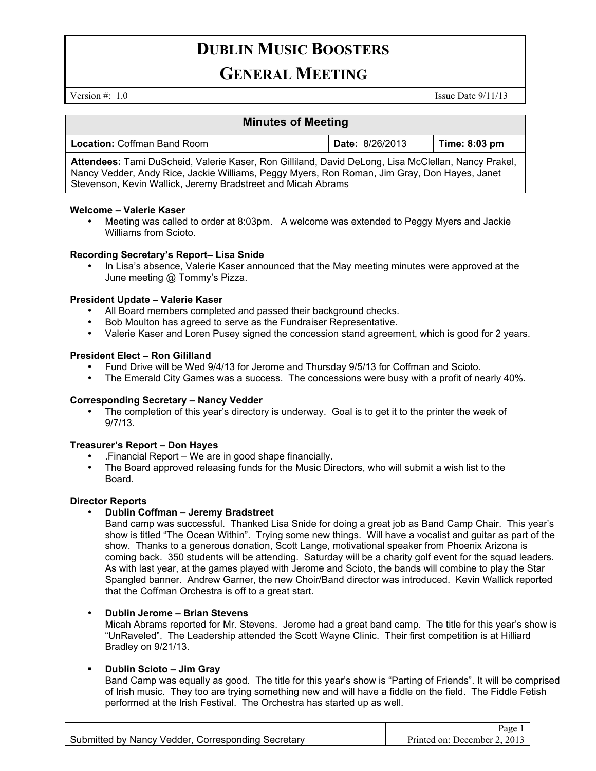# DUBLIN MUSIC BOOSTERS

## GENERAL MEETING

Version #: 1.0 Issue Date 9/11/13

| Minutes of Meeting | | |
|---|---|---|
| **Location:** Coffman Band Room | **Date:** 8/26/2013 | **Time: 8:03 pm** |
| **Attendees:** Tami DuScheid, Valerie Kaser, Ron Gilliland, David DeLong, Lisa McClellan, Nancy Prakel, Nancy Vedder, Andy Rice, Jackie Williams, Peggy Myers, Ron Roman, Jim Gray, Don Hayes, Janet Stevenson, Kevin Wallick, Jeremy Bradstreet and Micah Abrams | | |

**Welcome – Valerie Kaser**

- Meeting was called to order at 8:03pm. A welcome was extended to Peggy Myers and Jackie Williams from Scioto.

**Recording Secretary's Report– Lisa Snide**

- In Lisa's absence, Valerie Kaser announced that the May meeting minutes were approved at the June meeting @ Tommy's Pizza.

**President Update – Valerie Kaser**

- All Board members completed and passed their background checks.
- Bob Moulton has agreed to serve as the Fundraiser Representative.
- Valerie Kaser and Loren Pusey signed the concession stand agreement, which is good for 2 years.

**President Elect – Ron Gililland**

- Fund Drive will be Wed 9/4/13 for Jerome and Thursday 9/5/13 for Coffman and Scioto.
- The Emerald City Games was a success. The concessions were busy with a profit of nearly 40%.

**Corresponding Secretary – Nancy Vedder**

- The completion of this year's directory is underway. Goal is to get it to the printer the week of 9/7/13.

**Treasurer's Report – Don Hayes**

- .Financial Report – We are in good shape financially.
- The Board approved releasing funds for the Music Directors, who will submit a wish list to the Board.

**Director Reports**

- **Dublin Coffman – Jeremy Bradstreet**
  Band camp was successful. Thanked Lisa Snide for doing a great job as Band Camp Chair. This year's show is titled "The Ocean Within". Trying some new things. Will have a vocalist and guitar as part of the show. Thanks to a generous donation, Scott Lange, motivational speaker from Phoenix Arizona is coming back. 350 students will be attending. Saturday will be a charity golf event for the squad leaders. As with last year, at the games played with Jerome and Scioto, the bands will combine to play the Star Spangled banner. Andrew Garner, the new Choir/Band director was introduced. Kevin Wallick reported that the Coffman Orchestra is off to a great start.

- **Dublin Jerome – Brian Stevens**
  Micah Abrams reported for Mr. Stevens. Jerome had a great band camp. The title for this year's show is "UnRaveled". The Leadership attended the Scott Wayne Clinic. Their first competition is at Hilliard Bradley on 9/21/13.

- **Dublin Scioto – Jim Gray**
  Band Camp was equally as good. The title for this year's show is "Parting of Friends". It will be comprised of Irish music. They too are trying something new and will have a fiddle on the field. The Fiddle Fetish performed at the Irish Festival. The Orchestra has started up as well.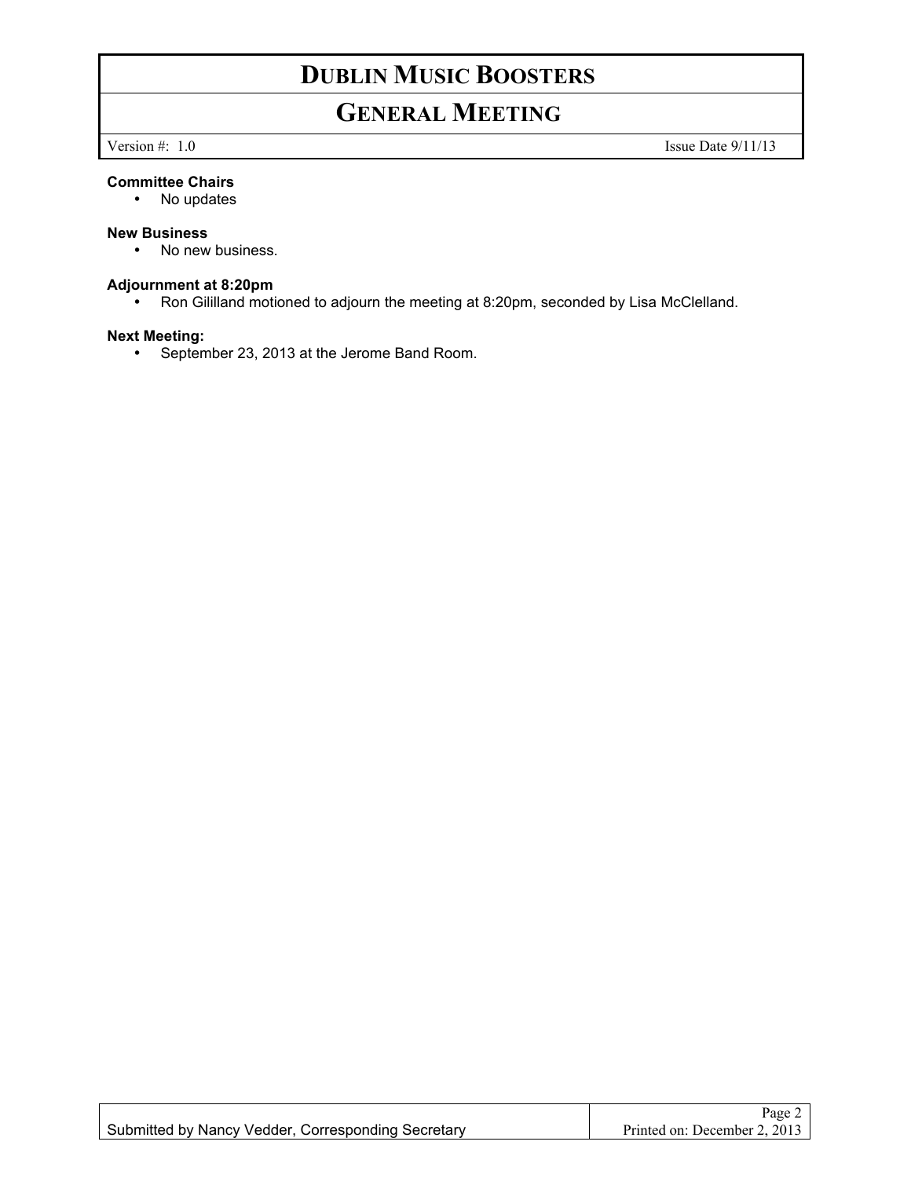**Committee Chairs**

- No updates

**New Business**

- No new business.

**Adjournment at 8:20pm**

- Ron Gililland motioned to adjourn the meeting at 8:20pm, seconded by Lisa McClelland.

**Next Meeting:**

- September 23, 2013 at the Jerome Band Room.